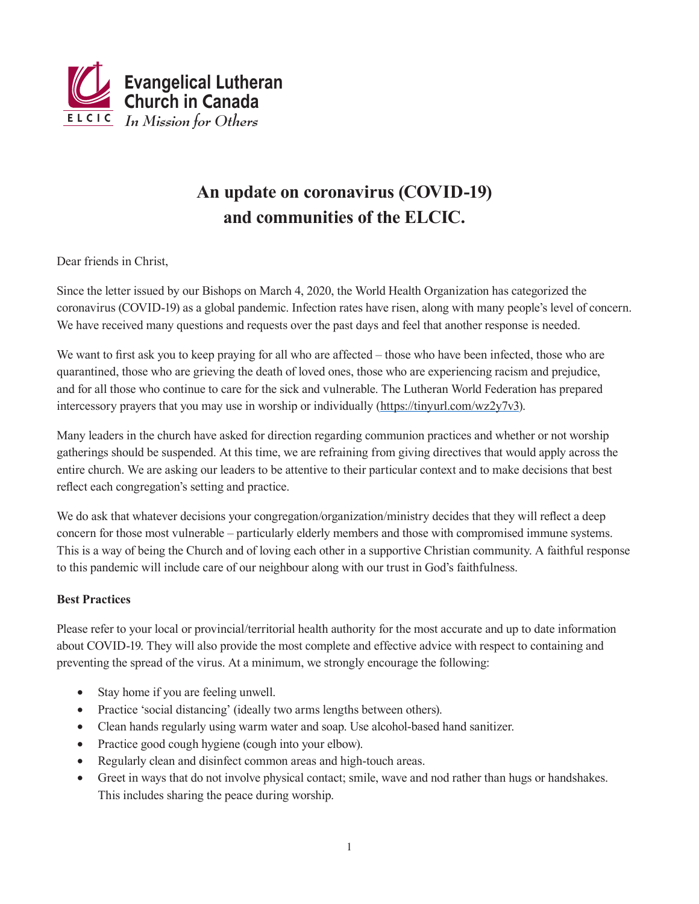Evangelical Lutheran Church in Canada

ELCIC *In Mission for Others*

# An update on coronavirus (COVID-19) and communities of the ELCIC.

Dear friends in Christ,

Since the letter issued by our Bishops on March 4, 2020, the World Health Organization has categorized the coronavirus (COVID-19) as a global pandemic. Infection rates have risen, along with many people's level of concern. We have received many questions and requests over the past days and feel that another response is needed.

We want to first ask you to keep praying for all who are affected – those who have been infected, those who are quarantined, those who are grieving the death of loved ones, those who are experiencing racism and prejudice, and for all those who continue to care for the sick and vulnerable. The Lutheran World Federation has prepared intercessory prayers that you may use in worship or individually (https://tinyurl.com/wz2y7v3).

Many leaders in the church have asked for direction regarding communion practices and whether or not worship gatherings should be suspended. At this time, we are refraining from giving directives that would apply across the entire church. We are asking our leaders to be attentive to their particular context and to make decisions that best reflect each congregation's setting and practice.

We do ask that whatever decisions your congregation/organization/ministry decides that they will reflect a deep concern for those most vulnerable – particularly elderly members and those with compromised immune systems. This is a way of being the Church and of loving each other in a supportive Christian community. A faithful response to this pandemic will include care of our neighbour along with our trust in God's faithfulness.

**Best Practices**

Please refer to your local or provincial/territorial health authority for the most accurate and up to date information about COVID-19. They will also provide the most complete and effective advice with respect to containing and preventing the spread of the virus. At a minimum, we strongly encourage the following:

- Stay home if you are feeling unwell.
- Practice 'social distancing' (ideally two arms lengths between others).
- Clean hands regularly using warm water and soap. Use alcohol-based hand sanitizer.
- Practice good cough hygiene (cough into your elbow).
- Regularly clean and disinfect common areas and high-touch areas.
- Greet in ways that do not involve physical contact; smile, wave and nod rather than hugs or handshakes. This includes sharing the peace during worship.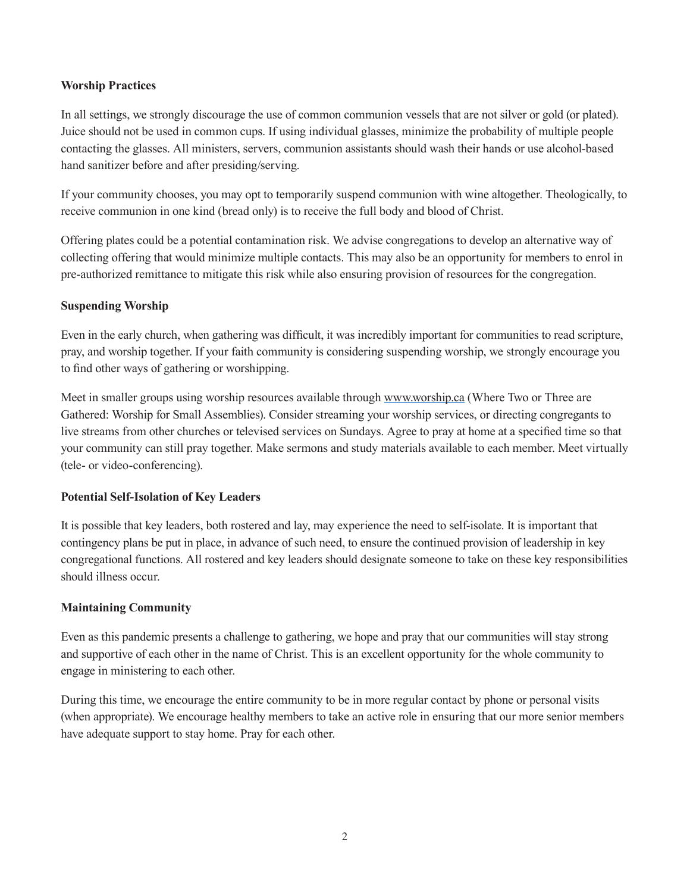**Worship Practices**

In all settings, we strongly discourage the use of common communion vessels that are not silver or gold (or plated). Juice should not be used in common cups. If using individual glasses, minimize the probability of multiple people contacting the glasses. All ministers, servers, communion assistants should wash their hands or use alcohol-based hand sanitizer before and after presiding/serving.

If your community chooses, you may opt to temporarily suspend communion with wine altogether. Theologically, to receive communion in one kind (bread only) is to receive the full body and blood of Christ.

Offering plates could be a potential contamination risk. We advise congregations to develop an alternative way of collecting offering that would minimize multiple contacts. This may also be an opportunity for members to enrol in pre-authorized remittance to mitigate this risk while also ensuring provision of resources for the congregation.

**Suspending Worship**

Even in the early church, when gathering was difficult, it was incredibly important for communities to read scripture, pray, and worship together. If your faith community is considering suspending worship, we strongly encourage you to find other ways of gathering or worshipping.

Meet in smaller groups using worship resources available through [www.worship.ca](http://www.worship.ca) (Where Two or Three are Gathered: Worship for Small Assemblies). Consider streaming your worship services, or directing congregants to live streams from other churches or televised services on Sundays. Agree to pray at home at a specified time so that your community can still pray together. Make sermons and study materials available to each member. Meet virtually (tele- or video-conferencing).

**Potential Self-Isolation of Key Leaders**

It is possible that key leaders, both rostered and lay, may experience the need to self-isolate. It is important that contingency plans be put in place, in advance of such need, to ensure the continued provision of leadership in key congregational functions. All rostered and key leaders should designate someone to take on these key responsibilities should illness occur.

**Maintaining Community**

Even as this pandemic presents a challenge to gathering, we hope and pray that our communities will stay strong and supportive of each other in the name of Christ. This is an excellent opportunity for the whole community to engage in ministering to each other.

During this time, we encourage the entire community to be in more regular contact by phone or personal visits (when appropriate). We encourage healthy members to take an active role in ensuring that our more senior members have adequate support to stay home. Pray for each other.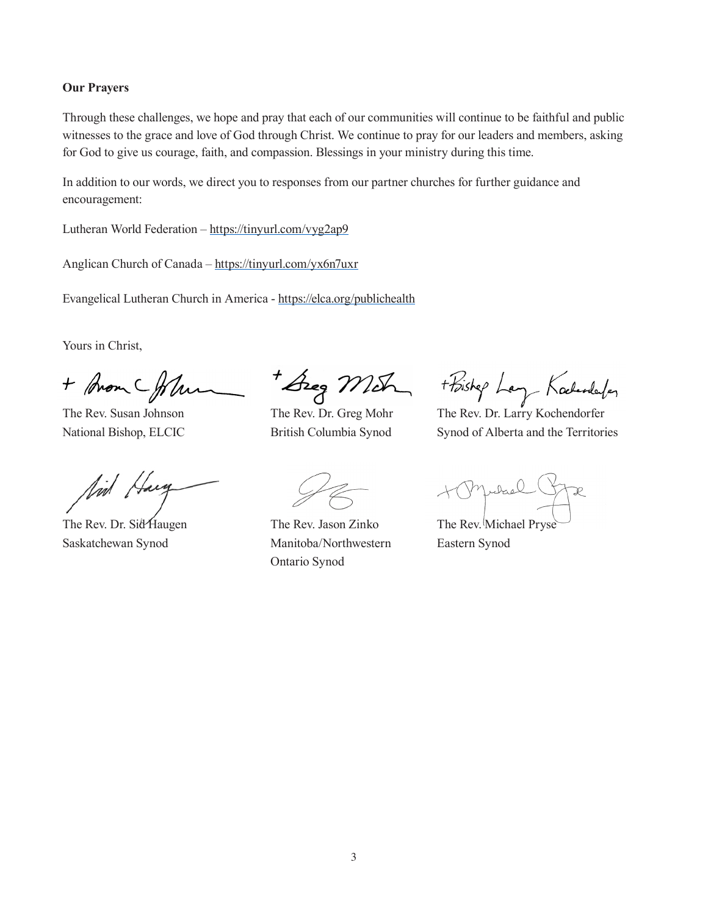**Our Prayers**

Through these challenges, we hope and pray that each of our communities will continue to be faithful and public witnesses to the grace and love of God through Christ. We continue to pray for our leaders and members, asking for God to give us courage, faith, and compassion. Blessings in your ministry during this time.

In addition to our words, we direct you to responses from our partner churches for further guidance and encouragement:

Lutheran World Federation – https://tinyurl.com/vyg2ap9

Anglican Church of Canada – https://tinyurl.com/yx6n7uxr

Evangelical Lutheran Church in America - https://elca.org/publichealth

Yours in Christ,

The Rev. Susan Johnson
National Bishop, ELCIC

The Rev. Dr. Greg Mohr
British Columbia Synod

The Rev. Dr. Larry Kochendorfer
Synod of Alberta and the Territories

The Rev. Dr. Sid Haugen
Saskatchewan Synod

The Rev. Jason Zinko
Manitoba/Northwestern Ontario Synod

The Rev. Michael Pryse
Eastern Synod